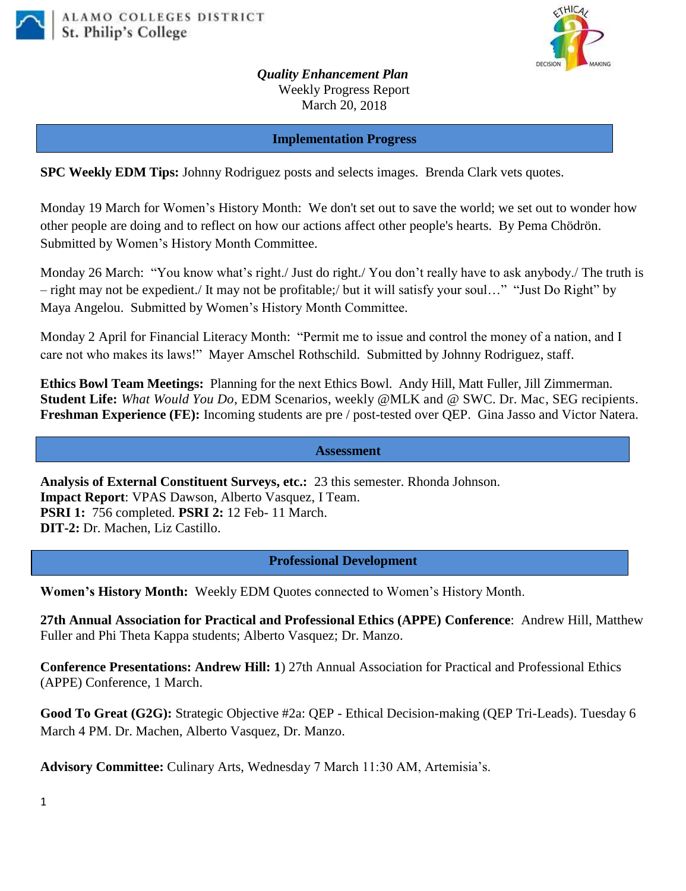ALAMO COLLEGES DISTRICT
St. Philip's College

*Quality Enhancement Plan*
Weekly Progress Report
March 20, 2018

## Implementation Progress

**SPC Weekly EDM Tips:** Johnny Rodriguez posts and selects images. Brenda Clark vets quotes.

Monday 19 March for Women's History Month: We don't set out to save the world; we set out to wonder how other people are doing and to reflect on how our actions affect other people's hearts. By Pema Chödrön. Submitted by Women's History Month Committee.

Monday 26 March: "You know what's right./ Just do right./ You don't really have to ask anybody./ The truth is – right may not be expedient./ It may not be profitable;/ but it will satisfy your soul…" "Just Do Right" by Maya Angelou. Submitted by Women's History Month Committee.

Monday 2 April for Financial Literacy Month: "Permit me to issue and control the money of a nation, and I care not who makes its laws!" Mayer Amschel Rothschild. Submitted by Johnny Rodriguez, staff.

**Ethics Bowl Team Meetings:** Planning for the next Ethics Bowl. Andy Hill, Matt Fuller, Jill Zimmerman.
**Student Life:** *What Would You Do*, EDM Scenarios, weekly @MLK and @ SWC. Dr. Mac, SEG recipients.
**Freshman Experience (FE):** Incoming students are pre / post-tested over QEP. Gina Jasso and Victor Natera.

## Assessment

**Analysis of External Constituent Surveys, etc.:** 23 this semester. Rhonda Johnson.
**Impact Report**: VPAS Dawson, Alberto Vasquez, I Team.
**PSRI 1:** 756 completed. **PSRI 2:** 12 Feb- 11 March.
**DIT-2:** Dr. Machen, Liz Castillo.

## Professional Development

**Women's History Month:** Weekly EDM Quotes connected to Women's History Month.

**27th Annual Association for Practical and Professional Ethics (APPE) Conference**: Andrew Hill, Matthew Fuller and Phi Theta Kappa students; Alberto Vasquez; Dr. Manzo.

**Conference Presentations: Andrew Hill: 1**) 27th Annual Association for Practical and Professional Ethics (APPE) Conference, 1 March.

**Good To Great (G2G):** Strategic Objective #2a: QEP - Ethical Decision-making (QEP Tri-Leads). Tuesday 6 March 4 PM. Dr. Machen, Alberto Vasquez, Dr. Manzo.

**Advisory Committee:** Culinary Arts, Wednesday 7 March 11:30 AM, Artemisia's.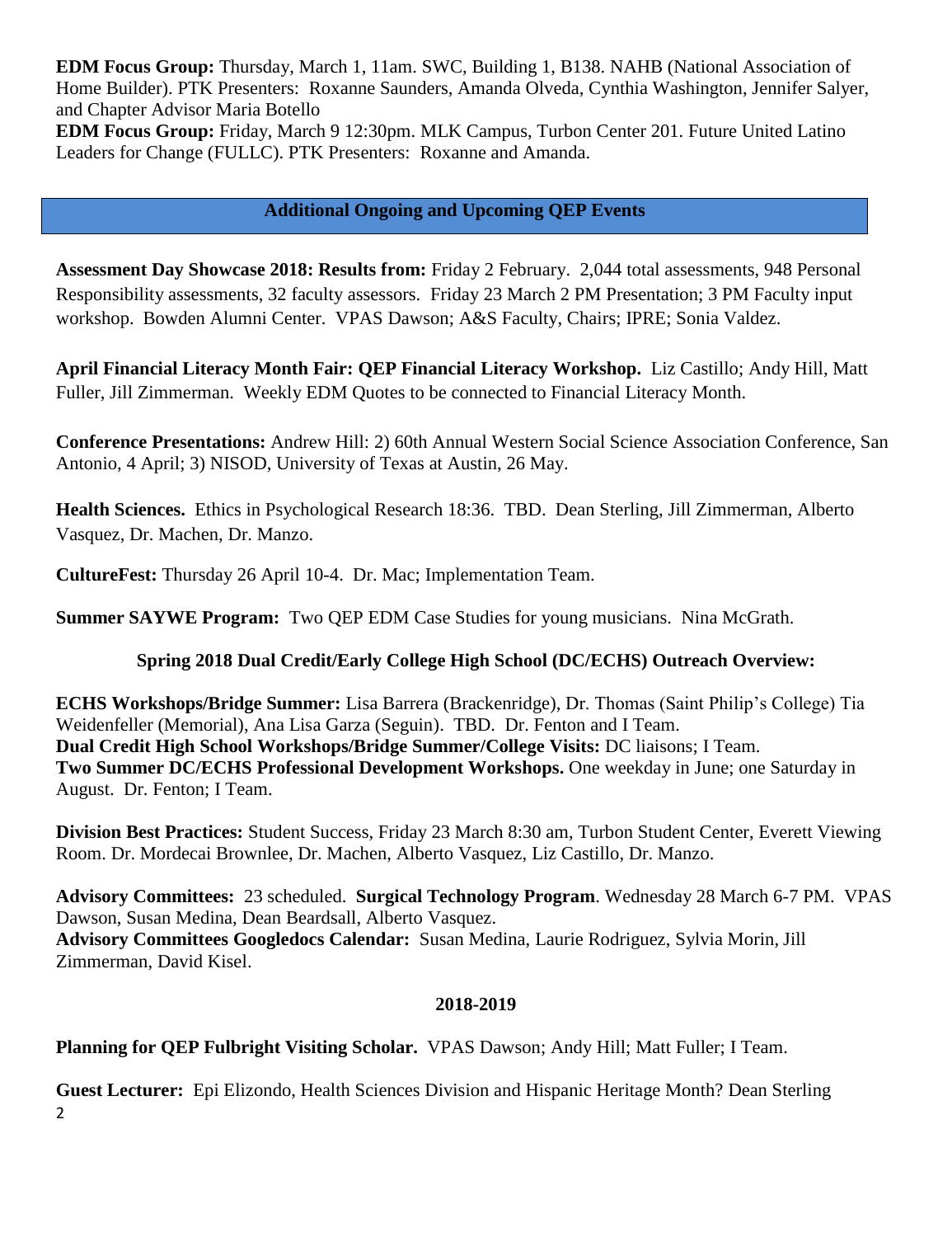**EDM Focus Group:** Thursday, March 1, 11am. SWC, Building 1, B138. NAHB (National Association of Home Builder). PTK Presenters: Roxanne Saunders, Amanda Olveda, Cynthia Washington, Jennifer Salyer, and Chapter Advisor Maria Botello

**EDM Focus Group:** Friday, March 9 12:30pm. MLK Campus, Turbon Center 201. Future United Latino Leaders for Change (FULLC). PTK Presenters: Roxanne and Amanda.

## Additional Ongoing and Upcoming QEP Events

**Assessment Day Showcase 2018: Results from:** Friday 2 February. 2,044 total assessments, 948 Personal Responsibility assessments, 32 faculty assessors. Friday 23 March 2 PM Presentation; 3 PM Faculty input workshop. Bowden Alumni Center. VPAS Dawson; A&S Faculty, Chairs; IPRE; Sonia Valdez.

**April Financial Literacy Month Fair: QEP Financial Literacy Workshop.** Liz Castillo; Andy Hill, Matt Fuller, Jill Zimmerman. Weekly EDM Quotes to be connected to Financial Literacy Month.

**Conference Presentations:** Andrew Hill: 2) 60th Annual Western Social Science Association Conference, San Antonio, 4 April; 3) NISOD, University of Texas at Austin, 26 May.

**Health Sciences.** Ethics in Psychological Research 18:36. TBD. Dean Sterling, Jill Zimmerman, Alberto Vasquez, Dr. Machen, Dr. Manzo.

**CultureFest:** Thursday 26 April 10-4. Dr. Mac; Implementation Team.

**Summer SAYWE Program:** Two QEP EDM Case Studies for young musicians. Nina McGrath.

**Spring 2018 Dual Credit/Early College High School (DC/ECHS) Outreach Overview:**

**ECHS Workshops/Bridge Summer:** Lisa Barrera (Brackenridge), Dr. Thomas (Saint Philip's College) Tia Weidenfeller (Memorial), Ana Lisa Garza (Seguin). TBD. Dr. Fenton and I Team.

**Dual Credit High School Workshops/Bridge Summer/College Visits:** DC liaisons; I Team.

**Two Summer DC/ECHS Professional Development Workshops.** One weekday in June; one Saturday in August. Dr. Fenton; I Team.

**Division Best Practices:** Student Success, Friday 23 March 8:30 am, Turbon Student Center, Everett Viewing Room. Dr. Mordecai Brownlee, Dr. Machen, Alberto Vasquez, Liz Castillo, Dr. Manzo.

**Advisory Committees:** 23 scheduled. **Surgical Technology Program**. Wednesday 28 March 6-7 PM. VPAS Dawson, Susan Medina, Dean Beardsall, Alberto Vasquez.

**Advisory Committees Googledocs Calendar:** Susan Medina, Laurie Rodriguez, Sylvia Morin, Jill Zimmerman, David Kisel.

**2018-2019**

**Planning for QEP Fulbright Visiting Scholar.** VPAS Dawson; Andy Hill; Matt Fuller; I Team.

**Guest Lecturer:** Epi Elizondo, Health Sciences Division and Hispanic Heritage Month? Dean Sterling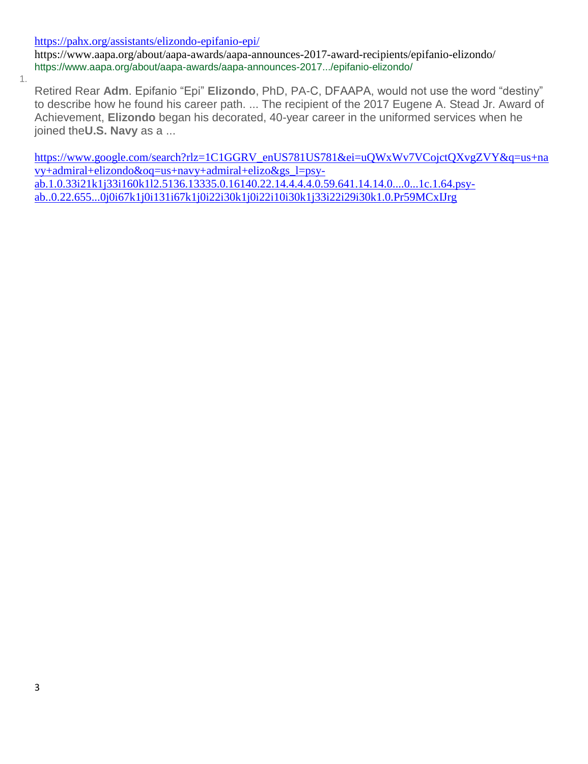https://pahx.org/assistants/elizondo-epifanio-epi/

https://www.aapa.org/about/aapa-awards/aapa-announces-2017-award-recipients/epifanio-elizondo/

https://www.aapa.org/about/aapa-awards/aapa-announces-2017.../epifanio-elizondo/

1. Retired Rear **Adm**. Epifanio "Epi" **Elizondo**, PhD, PA-C, DFAAPA, would not use the word "destiny" to describe how he found his career path. ... The recipient of the 2017 Eugene A. Stead Jr. Award of Achievement, **Elizondo** began his decorated, 40-year career in the uniformed services when he joined the**U.S. Navy** as a ...

https://www.google.com/search?rlz=1C1GGRV_enUS781US781&ei=uQWxWv7VCojctQXvgZVY&q=us+navy+admiral+elizondo&oq=us+navy+admiral+elizo&gs_l=psy-ab.1.0.33i21k1j33i160k1l2.5136.13335.0.16140.22.14.4.4.4.0.59.641.14.14.0....0...1c.1.64.psy-ab..0.22.655...0j0i67k1j0i131i67k1j0i22i30k1j0i22i10i30k1j33i22i29i30k1.0.Pr59MCxIJrg